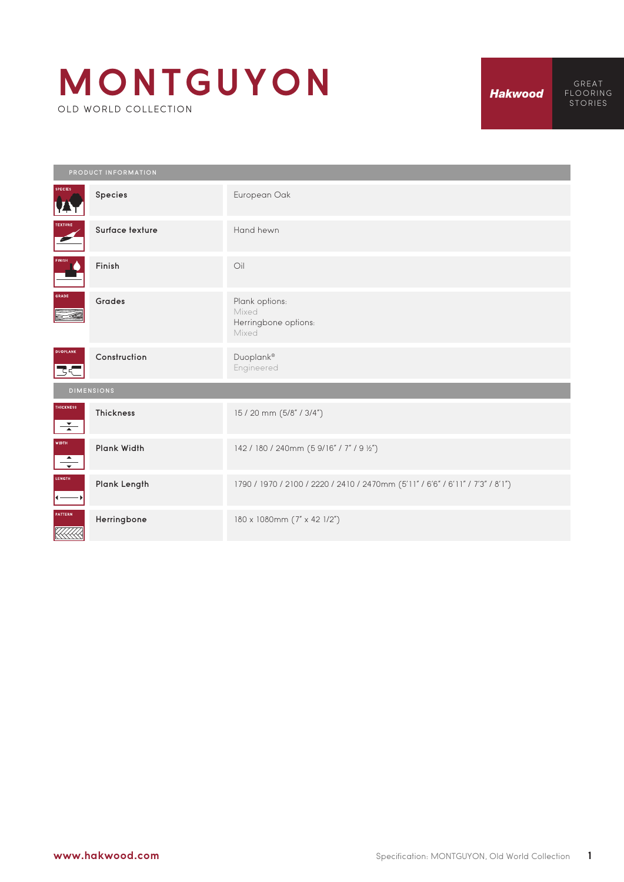# MONTGUYON

OLD WORLD COLLECTION

Hakwood

GREAT FLOORING STORIES

| PRODUCT INFORMATION | |
|---|---|
| Species | European Oak |
| Surface texture | Hand hewn |
| Finish | Oil |
| Grades | Plank options:<br>Mixed<br>Herringbone options:<br>Mixed |
| Construction | Duoplank®<br>Engineered |
| **DIMENSIONS** | |
| Thickness | 15 / 20 mm (5/8" / 3/4") |
| Plank Width | 142 / 180 / 240mm (5 9/16" / 7" / 9 ½") |
| Plank Length | 1790 / 1970 / 2100 / 2220 / 2410 / 2470mm (5'11" / 6'6" / 6'11" / 7'3" / 8'1") |
| Herringbone | 180 x 1080mm (7" x 42 1/2") |

www.hakwood.com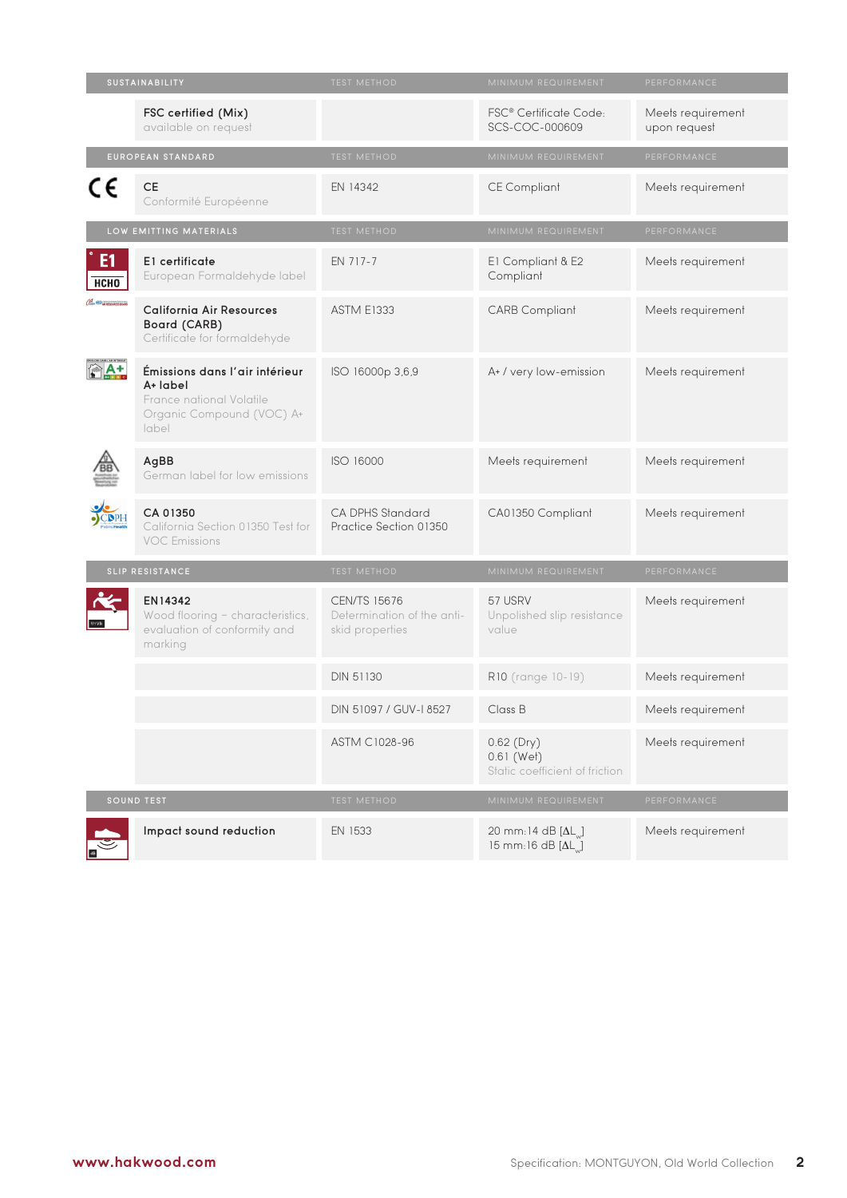| SUSTAINABILITY | TEST METHOD | MINIMUM REQUIREMENT | PERFORMANCE |
|---|---|---|---|
| **FSC certified (Mix)** available on request | | FSC® Certificate Code: SCS-COC-000609 | Meets requirement upon request |
| **EUROPEAN STANDARD** | **TEST METHOD** | **MINIMUM REQUIREMENT** | **PERFORMANCE** |
| **CE** Conformité Européenne | EN 14342 | CE Compliant | Meets requirement |
| **LOW EMITTING MATERIALS** | **TEST METHOD** | **MINIMUM REQUIREMENT** | **PERFORMANCE** |
| **E1 certificate** European Formaldehyde label | EN 717-7 | E1 Compliant & E2 Compliant | Meets requirement |
| **California Air Resources Board (CARB)** Certificate for formaldehyde | ASTM E1333 | CARB Compliant | Meets requirement |
| **Émissions dans l'air intérieur A+ label** France national Volatile Organic Compound (VOC) A+ label | ISO 16000p 3,6,9 | A+ / very low-emission | Meets requirement |
| **AgBB** German label for low emissions | ISO 16000 | Meets requirement | Meets requirement |
| **CA 01350** California Section 01350 Test for VOC Emissions | CA DPHS Standard Practice Section 01350 | CA01350 Compliant | Meets requirement |
| **SLIP RESISTANCE** | **TEST METHOD** | **MINIMUM REQUIREMENT** | **PERFORMANCE** |
| **EN14342** Wood flooring – characteristics, evaluation of conformity and marking | CEN/TS 15676 Determination of the anti-skid properties | 57 USRV Unpolished slip resistance value | Meets requirement |
| | DIN 51130 | R10 (range 10-19) | Meets requirement |
| | DIN 51097 / GUV-I 8527 | Class B | Meets requirement |
| | ASTM C1028-96 | 0.62 (Dry) 0.61 (Wet) Static coefficient of friction | Meets requirement |
| **SOUND TEST** | **TEST METHOD** | **MINIMUM REQUIREMENT** | **PERFORMANCE** |
| **Impact sound reduction** | EN 1533 | 20 mm:14 dB [$\Delta L_w$] 15 mm:16 dB [$\Delta L_w$] | Meets requirement |

www.hakwood.com

Specification: MONTGUYON, Old World Collection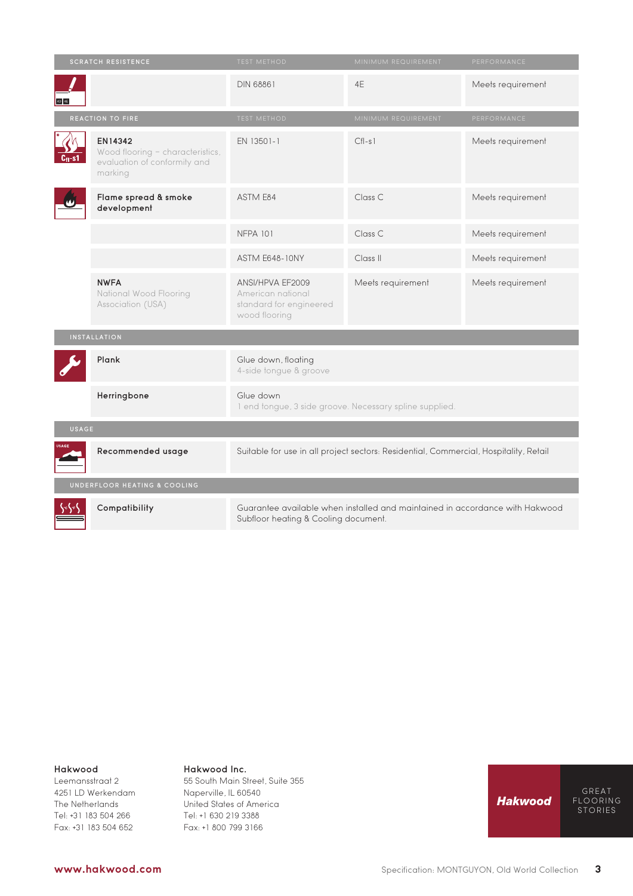| SCRATCH RESISTENCE | TEST METHOD | MINIMUM REQUIREMENT | PERFORMANCE |
|---|---|---|---|
| | DIN 68861 | 4E | Meets requirement |

| REACTION TO FIRE | TEST METHOD | MINIMUM REQUIREMENT | PERFORMANCE |
|---|---|---|---|
| **EN14342** Wood flooring – characteristics, evaluation of conformity and marking | EN 13501-1 | Cfl-s1 | Meets requirement |
| **Flame spread & smoke development** | ASTM E84 | Class C | Meets requirement |
| | NFPA 101 | Class C | Meets requirement |
| | ASTM E648-10NY | Class II | Meets requirement |
| **NWFA** National Wood Flooring Association (USA) | ANSI/HPVA EF2009 American national standard for engineered wood flooring | Meets requirement | Meets requirement |

| INSTALLATION | |
|---|---|
| **Plank** | Glue down, floating<br>4-side tongue & groove |
| **Herringbone** | Glue down<br>1 end tongue, 3 side groove. Necessary spline supplied. |

| USAGE | |
|---|---|
| **Recommended usage** | Suitable for use in all project sectors: Residential, Commercial, Hospitality, Retail |

| UNDERFLOOR HEATING & COOLING | |
|---|---|
| **Compatibility** | Guarantee available when installed and maintained in accordance with Hakwood Subfloor heating & Cooling document. |

**Hakwood**
Leemansstraat 2
4251 LD Werkendam
The Netherlands
Tel: +31 183 504 266
Fax: +31 183 504 652

**Hakwood Inc.**
55 South Main Street, Suite 355
Naperville, IL 60540
United States of America
Tel: +1 630 219 3388
Fax: +1 800 799 3166

**Hakwood** GREAT FLOORING STORIES

**www.hakwood.com**

Specification: MONTGUYON, Old World Collection